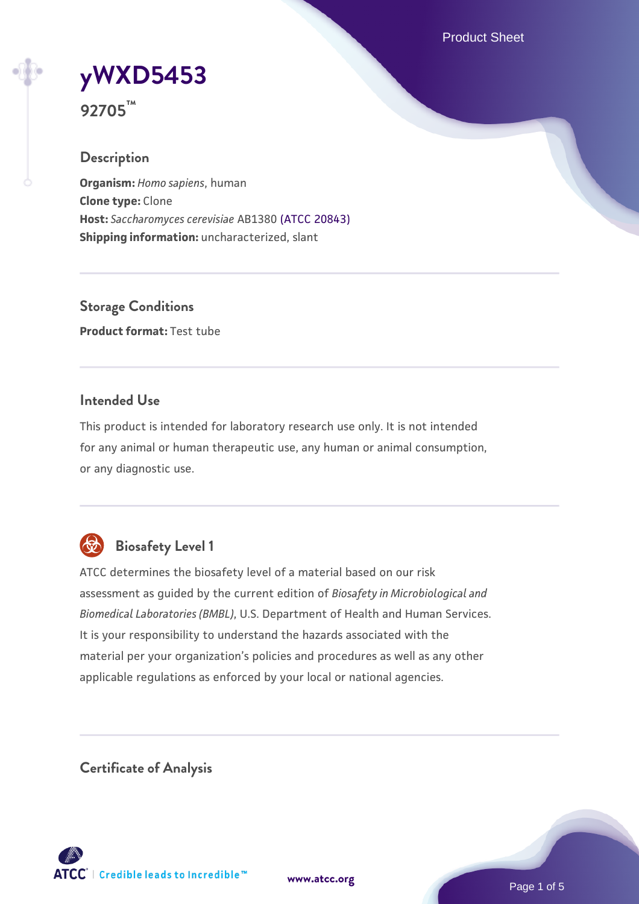# yWXD5453

**92705™**

## Description

**Organism:** *Homo sapiens*, human
**Clone type:** Clone
**Host:** *Saccharomyces cerevisiae* AB1380 (ATCC 20843)
**Shipping information:** uncharacterized, slant

## Storage Conditions

**Product format:** Test tube

## Intended Use

This product is intended for laboratory research use only. It is not intended for any animal or human therapeutic use, any human or animal consumption, or any diagnostic use.

## Biosafety Level 1

ATCC determines the biosafety level of a material based on our risk assessment as guided by the current edition of *Biosafety in Microbiological and Biomedical Laboratories (BMBL)*, U.S. Department of Health and Human Services. It is your responsibility to understand the hazards associated with the material per your organization's policies and procedures as well as any other applicable regulations as enforced by your local or national agencies.

## Certificate of Analysis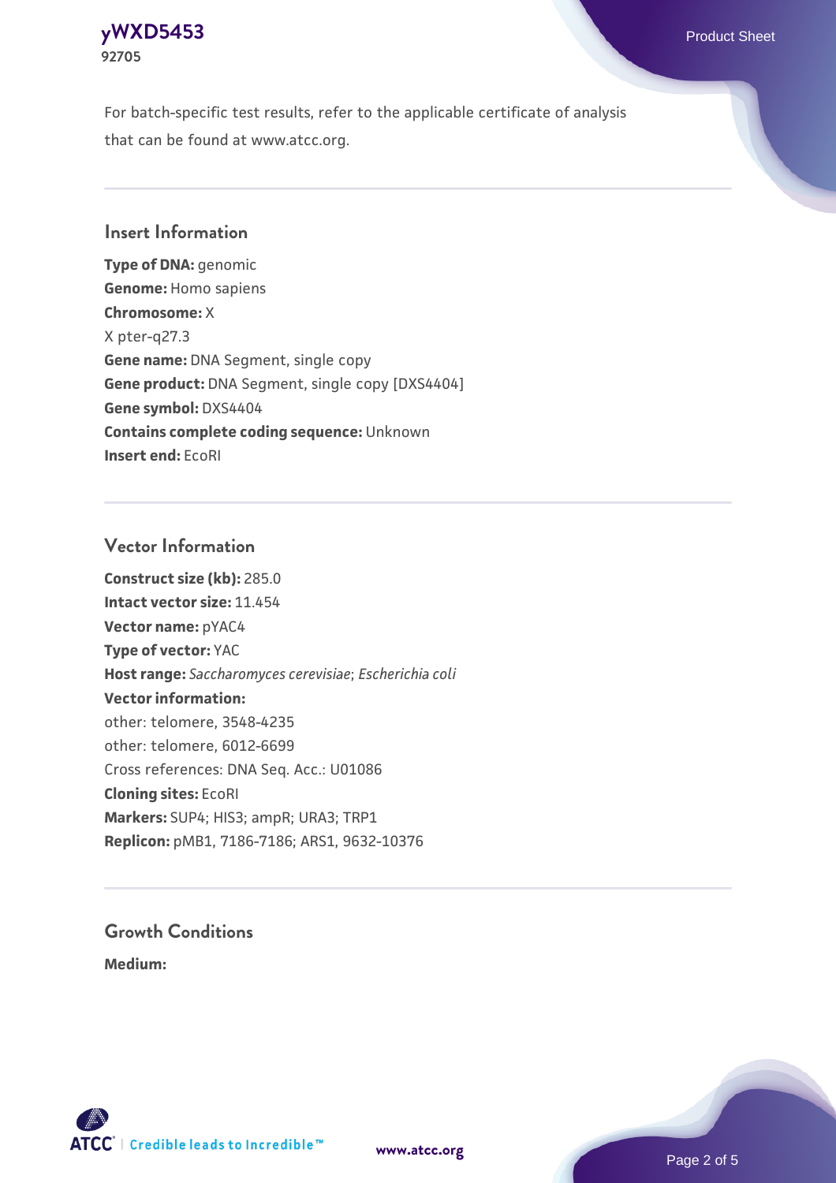For batch-specific test results, refer to the applicable certificate of analysis that can be found at www.atcc.org.

## Insert Information

**Type of DNA:** genomic
**Genome:** Homo sapiens
**Chromosome:** X
X pter-q27.3
**Gene name:** DNA Segment, single copy
**Gene product:** DNA Segment, single copy [DXS4404]
**Gene symbol:** DXS4404
**Contains complete coding sequence:** Unknown
**Insert end:** EcoRI

## Vector Information

**Construct size (kb):** 285.0
**Intact vector size:** 11.454
**Vector name:** pYAC4
**Type of vector:** YAC
**Host range:** *Saccharomyces cerevisiae*; *Escherichia coli*
**Vector information:**
other: telomere, 3548-4235
other: telomere, 6012-6699
Cross references: DNA Seq. Acc.: U01086
**Cloning sites:** EcoRI
**Markers:** SUP4; HIS3; ampR; URA3; TRP1
**Replicon:** pMB1, 7186-7186; ARS1, 9632-10376

## Growth Conditions

**Medium:**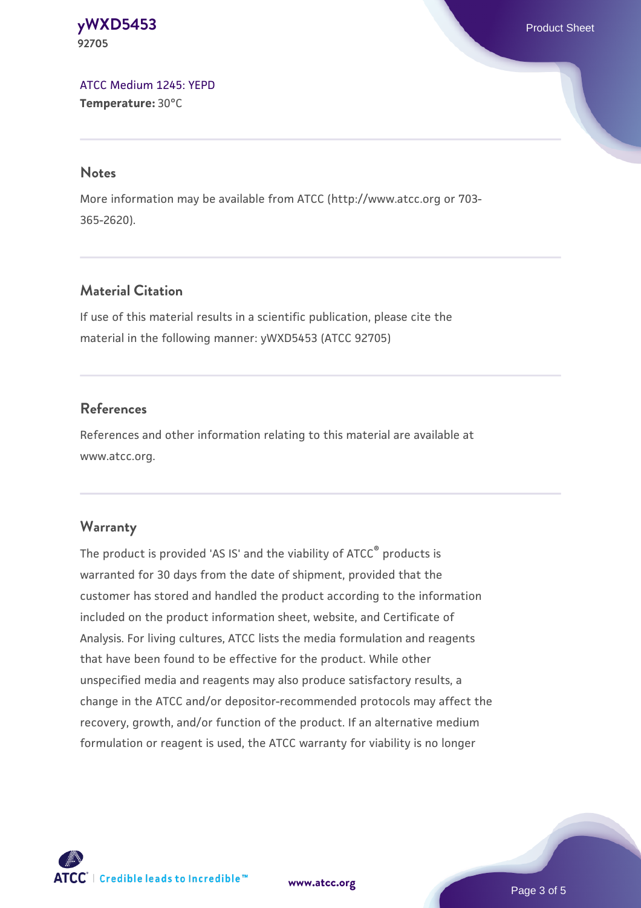ATCC Medium 1245: YEPD
**Temperature:** 30°C

## Notes

More information may be available from ATCC (http://www.atcc.org or 703-365-2620).

## Material Citation

If use of this material results in a scientific publication, please cite the material in the following manner: yWXD5453 (ATCC 92705)

## References

References and other information relating to this material are available at www.atcc.org.

## Warranty

The product is provided 'AS IS' and the viability of ATCC® products is warranted for 30 days from the date of shipment, provided that the customer has stored and handled the product according to the information included on the product information sheet, website, and Certificate of Analysis. For living cultures, ATCC lists the media formulation and reagents that have been found to be effective for the product. While other unspecified media and reagents may also produce satisfactory results, a change in the ATCC and/or depositor-recommended protocols may affect the recovery, growth, and/or function of the product. If an alternative medium formulation or reagent is used, the ATCC warranty for viability is no longer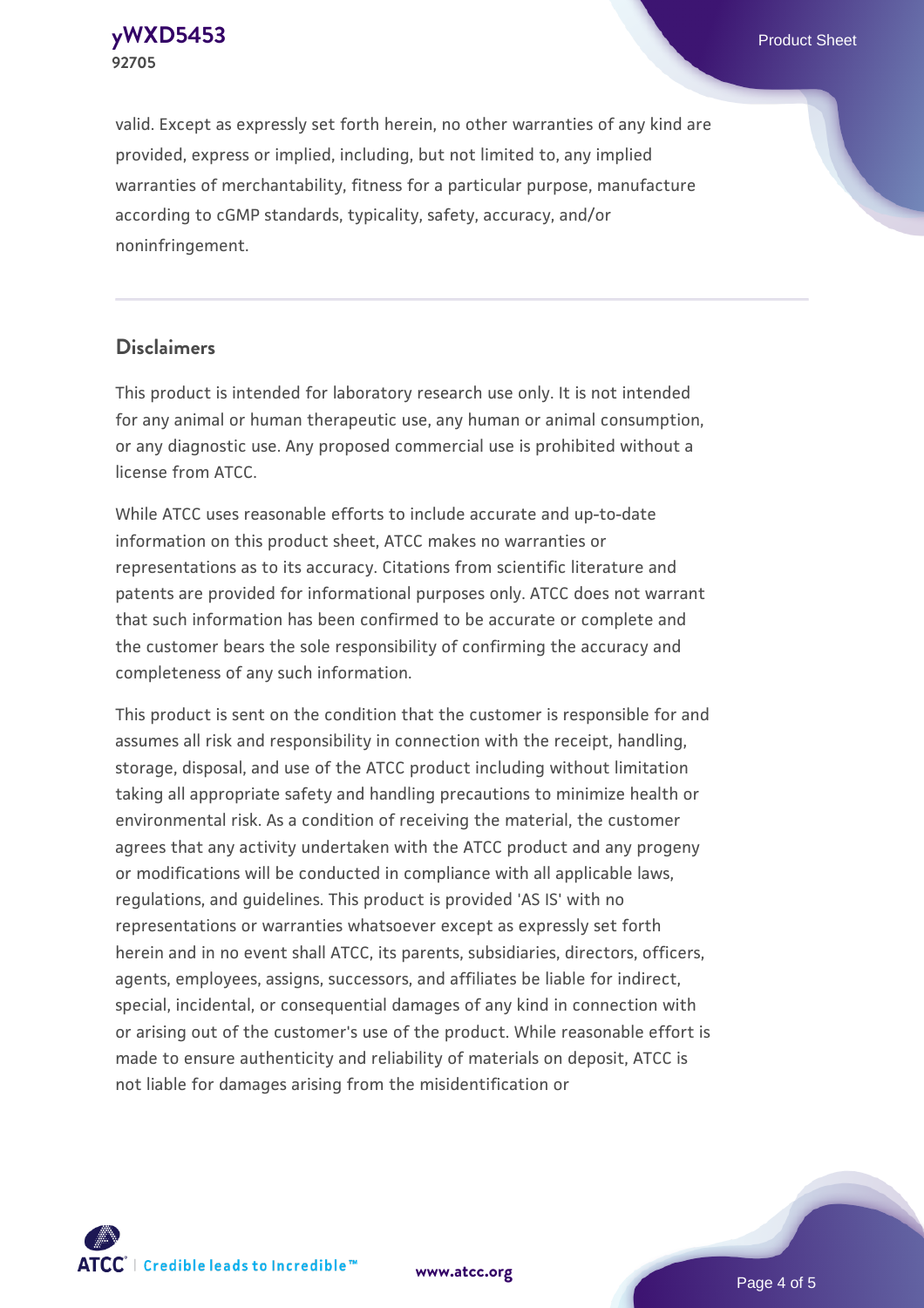valid. Except as expressly set forth herein, no other warranties of any kind are provided, express or implied, including, but not limited to, any implied warranties of merchantability, fitness for a particular purpose, manufacture according to cGMP standards, typicality, safety, accuracy, and/or noninfringement.

## Disclaimers

This product is intended for laboratory research use only. It is not intended for any animal or human therapeutic use, any human or animal consumption, or any diagnostic use. Any proposed commercial use is prohibited without a license from ATCC.

While ATCC uses reasonable efforts to include accurate and up-to-date information on this product sheet, ATCC makes no warranties or representations as to its accuracy. Citations from scientific literature and patents are provided for informational purposes only. ATCC does not warrant that such information has been confirmed to be accurate or complete and the customer bears the sole responsibility of confirming the accuracy and completeness of any such information.

This product is sent on the condition that the customer is responsible for and assumes all risk and responsibility in connection with the receipt, handling, storage, disposal, and use of the ATCC product including without limitation taking all appropriate safety and handling precautions to minimize health or environmental risk. As a condition of receiving the material, the customer agrees that any activity undertaken with the ATCC product and any progeny or modifications will be conducted in compliance with all applicable laws, regulations, and guidelines. This product is provided 'AS IS' with no representations or warranties whatsoever except as expressly set forth herein and in no event shall ATCC, its parents, subsidiaries, directors, officers, agents, employees, assigns, successors, and affiliates be liable for indirect, special, incidental, or consequential damages of any kind in connection with or arising out of the customer's use of the product. While reasonable effort is made to ensure authenticity and reliability of materials on deposit, ATCC is not liable for damages arising from the misidentification or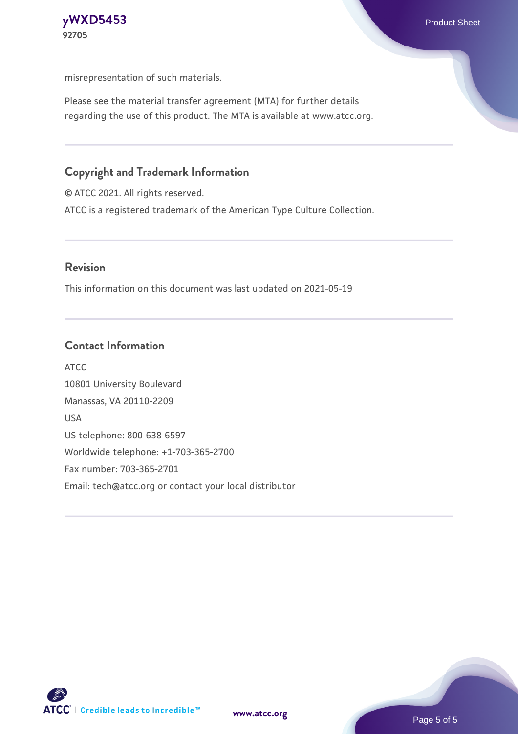misrepresentation of such materials.

Please see the material transfer agreement (MTA) for further details regarding the use of this product. The MTA is available at www.atcc.org.

## Copyright and Trademark Information

© ATCC 2021. All rights reserved.

ATCC is a registered trademark of the American Type Culture Collection.

## Revision

This information on this document was last updated on 2021-05-19

## Contact Information

ATCC
10801 University Boulevard
Manassas, VA 20110-2209
USA
US telephone: 800-638-6597
Worldwide telephone: +1-703-365-2700
Fax number: 703-365-2701
Email: tech@atcc.org or contact your local distributor